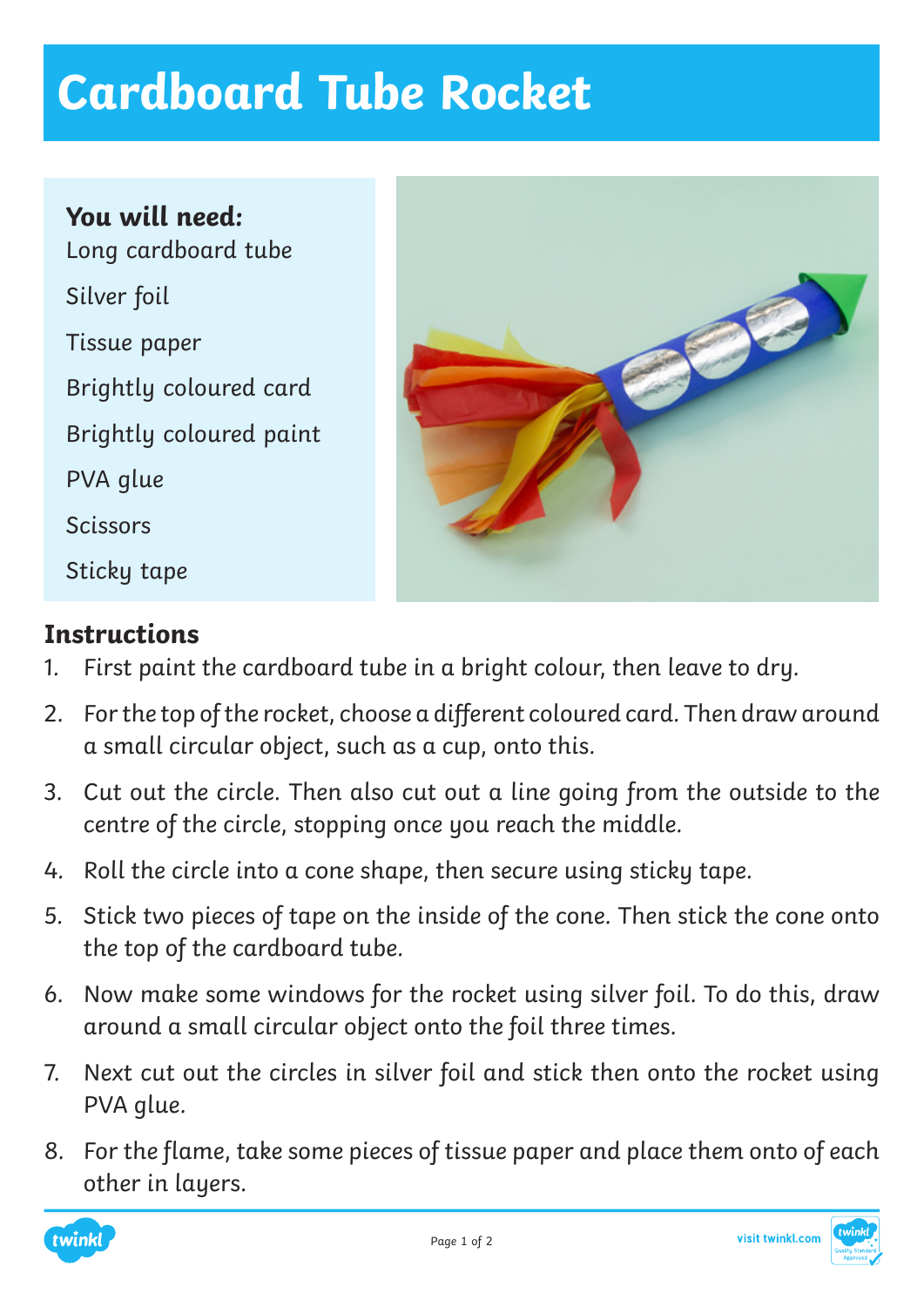# Cardboard Tube Rocket

**You will need:**

Long cardboard tube

Silver foil

Tissue paper

Brightly coloured card

Brightly coloured paint

PVA glue

Scissors

Sticky tape

## Instructions

1. First paint the cardboard tube in a bright colour, then leave to dry.
2. For the top of the rocket, choose a different coloured card. Then draw around a small circular object, such as a cup, onto this.
3. Cut out the circle. Then also cut out a line going from the outside to the centre of the circle, stopping once you reach the middle.
4. Roll the circle into a cone shape, then secure using sticky tape.
5. Stick two pieces of tape on the inside of the cone. Then stick the cone onto the top of the cardboard tube.
6. Now make some windows for the rocket using silver foil. To do this, draw around a small circular object onto the foil three times.
7. Next cut out the circles in silver foil and stick then onto the rocket using PVA glue.
8. For the flame, take some pieces of tissue paper and place them onto of each other in layers.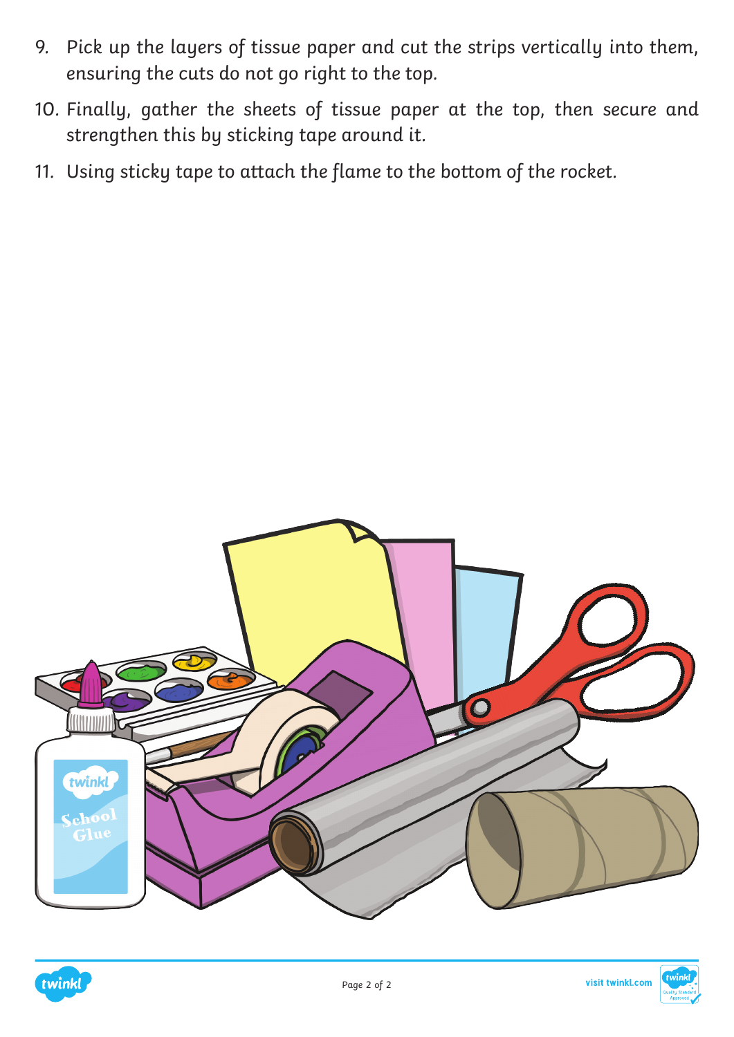9. Pick up the layers of tissue paper and cut the strips vertically into them, ensuring the cuts do not go right to the top.
10. Finally, gather the sheets of tissue paper at the top, then secure and strengthen this by sticking tape around it.
11. Using sticky tape to attach the flame to the bottom of the rocket.